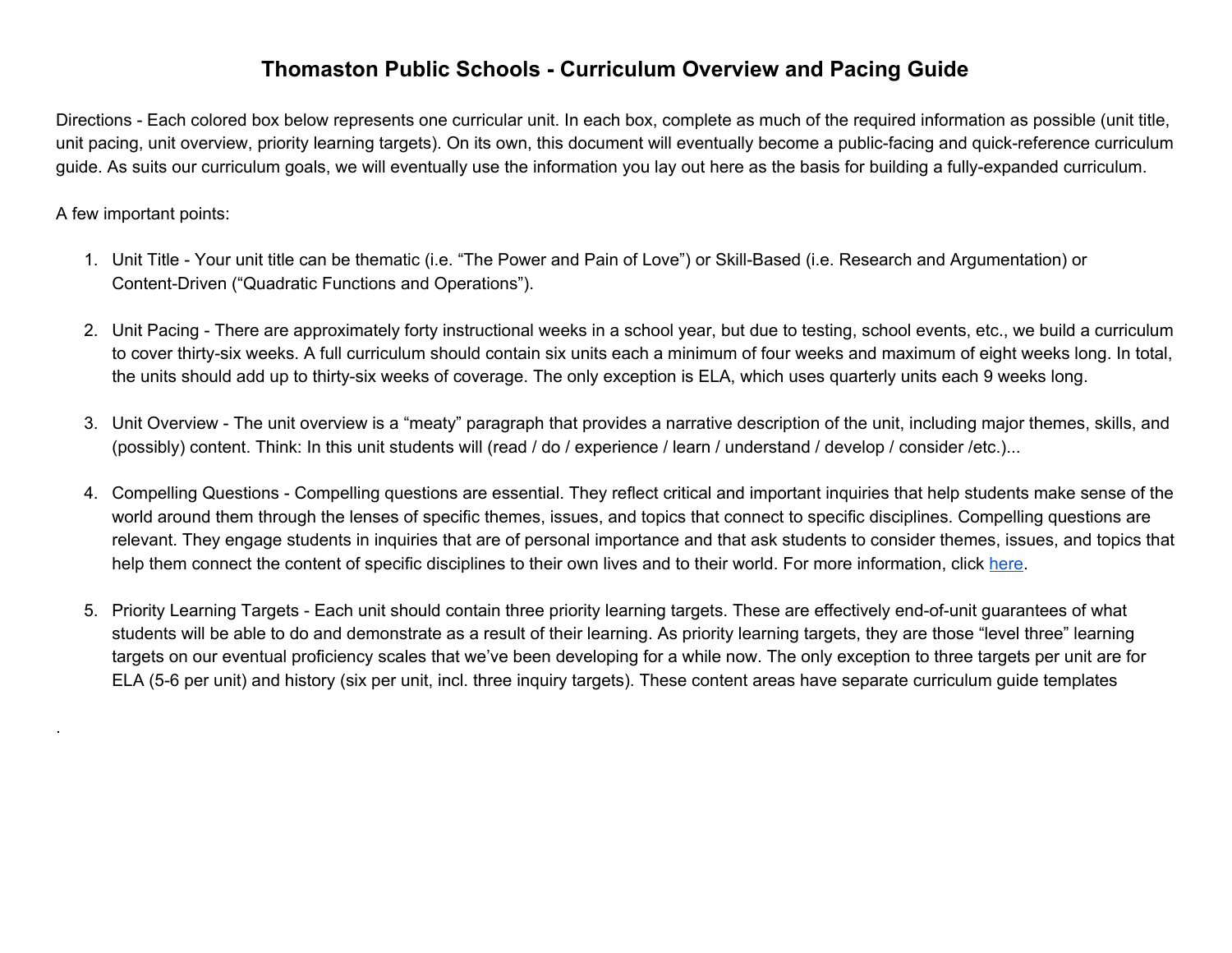# Thomaston Public Schools - Curriculum Overview and Pacing Guide

Directions - Each colored box below represents one curricular unit. In each box, complete as much of the required information as possible (unit title, unit pacing, unit overview, priority learning targets). On its own, this document will eventually become a public-facing and quick-reference curriculum guide. As suits our curriculum goals, we will eventually use the information you lay out here as the basis for building a fully-expanded curriculum.

A few important points:

1. Unit Title - Your unit title can be thematic (i.e. "The Power and Pain of Love") or Skill-Based (i.e. Research and Argumentation) or Content-Driven ("Quadratic Functions and Operations").

2. Unit Pacing - There are approximately forty instructional weeks in a school year, but due to testing, school events, etc., we build a curriculum to cover thirty-six weeks. A full curriculum should contain six units each a minimum of four weeks and maximum of eight weeks long. In total, the units should add up to thirty-six weeks of coverage. The only exception is ELA, which uses quarterly units each 9 weeks long.

3. Unit Overview - The unit overview is a "meaty" paragraph that provides a narrative description of the unit, including major themes, skills, and (possibly) content. Think: In this unit students will (read / do / experience / learn / understand / develop / consider /etc.)...

4. Compelling Questions - Compelling questions are essential. They reflect critical and important inquiries that help students make sense of the world around them through the lenses of specific themes, issues, and topics that connect to specific disciplines. Compelling questions are relevant. They engage students in inquiries that are of personal importance and that ask students to consider themes, issues, and topics that help them connect the content of specific disciplines to their own lives and to their world. For more information, click here.

5. Priority Learning Targets - Each unit should contain three priority learning targets. These are effectively end-of-unit guarantees of what students will be able to do and demonstrate as a result of their learning. As priority learning targets, they are those "level three" learning targets on our eventual proficiency scales that we've been developing for a while now. The only exception to three targets per unit are for ELA (5-6 per unit) and history (six per unit, incl. three inquiry targets). These content areas have separate curriculum guide templates

.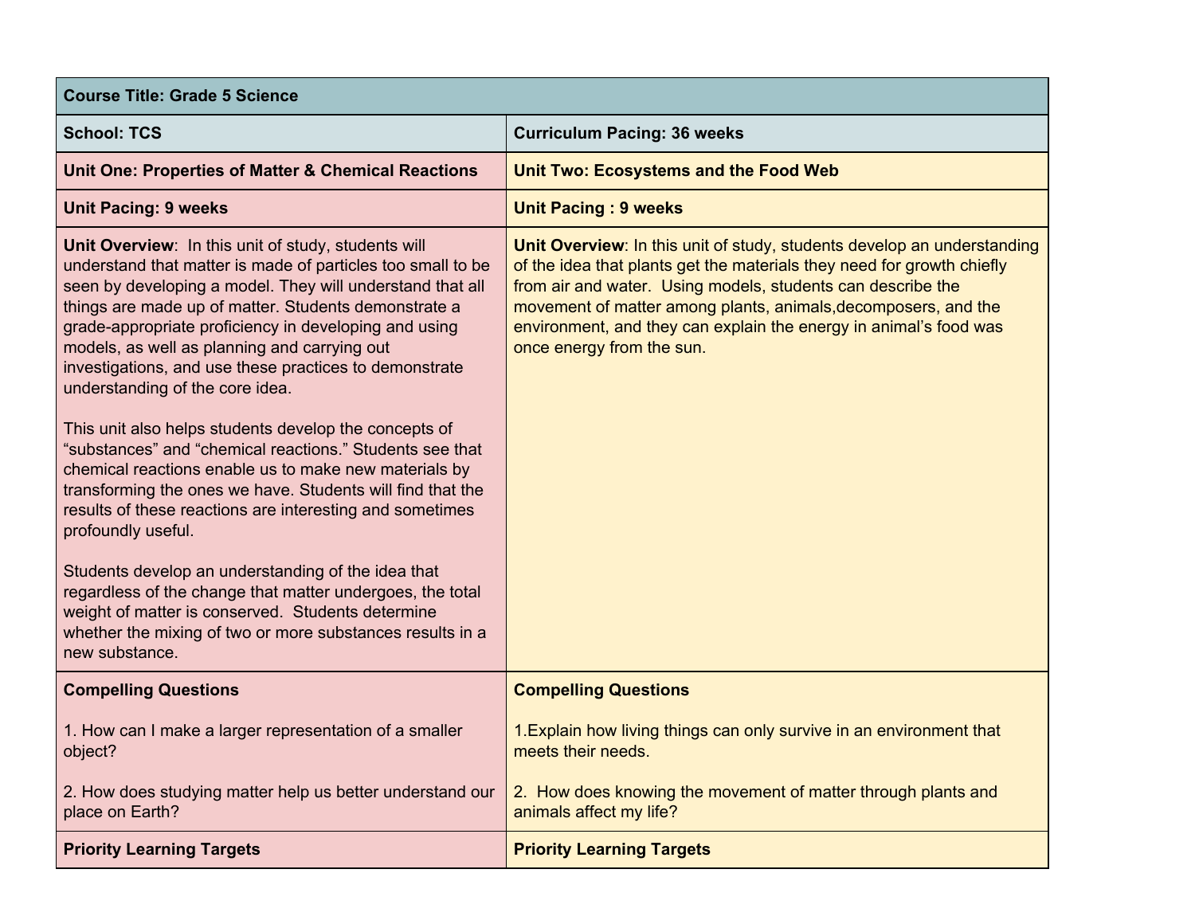| Course Title: Grade 5 Science | |
|---|---|
| **School: TCS** | **Curriculum Pacing: 36 weeks** |
| **Unit One: Properties of Matter & Chemical Reactions** | **Unit Two: Ecosystems and the Food Web** |
| **Unit Pacing: 9 weeks** | **Unit Pacing : 9 weeks** |
| **Unit Overview**: In this unit of study, students will understand that matter is made of particles too small to be seen by developing a model. They will understand that all things are made up of matter. Students demonstrate a grade-appropriate proficiency in developing and using models, as well as planning and carrying out investigations, and use these practices to demonstrate understanding of the core idea.<br><br>This unit also helps students develop the concepts of "substances" and "chemical reactions." Students see that chemical reactions enable us to make new materials by transforming the ones we have. Students will find that the results of these reactions are interesting and sometimes profoundly useful.<br><br>Students develop an understanding of the idea that regardless of the change that matter undergoes, the total weight of matter is conserved. Students determine whether the mixing of two or more substances results in a new substance. | **Unit Overview**: In this unit of study, students develop an understanding of the idea that plants get the materials they need for growth chiefly from air and water. Using models, students can describe the movement of matter among plants, animals,decomposers, and the environment, and they can explain the energy in animal's food was once energy from the sun. |
| **Compelling Questions**<br><br>1. How can I make a larger representation of a smaller object?<br><br>2. How does studying matter help us better understand our place on Earth? | **Compelling Questions**<br><br>1.Explain how living things can only survive in an environment that meets their needs.<br><br>2. How does knowing the movement of matter through plants and animals affect my life? |
| **Priority Learning Targets** | **Priority Learning Targets** |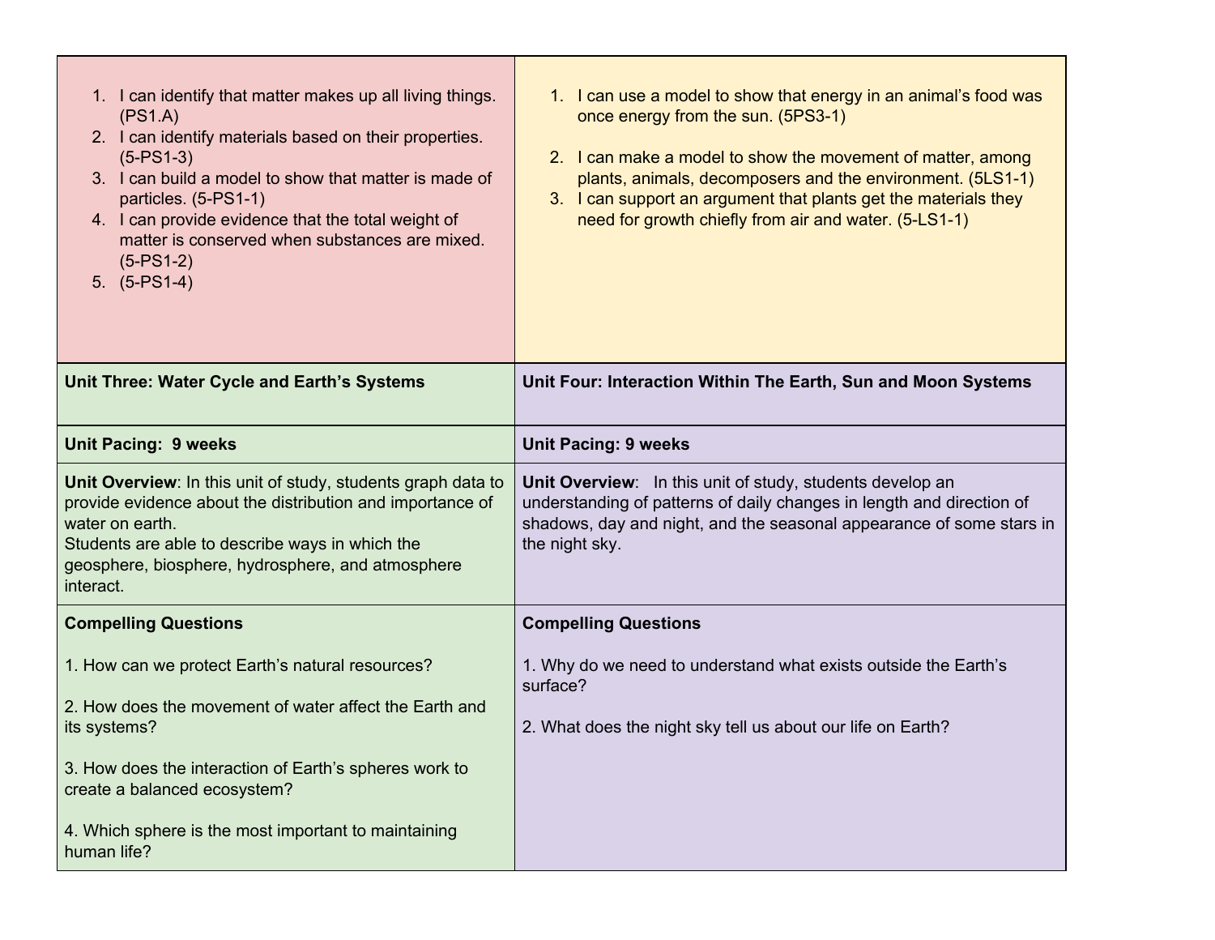| | |
|---|---|
| 1. I can identify that matter makes up all living things. (PS1.A)<br>2. I can identify materials based on their properties. (5-PS1-3)<br>3. I can build a model to show that matter is made of particles. (5-PS1-1)<br>4. I can provide evidence that the total weight of matter is conserved when substances are mixed. (5-PS1-2)<br>5. (5-PS1-4) | 1. I can use a model to show that energy in an animal's food was once energy from the sun. (5PS3-1)<br><br>2. I can make a model to show the movement of matter, among plants, animals, decomposers and the environment. (5LS1-1)<br>3. I can support an argument that plants get the materials they need for growth chiefly from air and water. (5-LS1-1) |
| **Unit Three: Water Cycle and Earth's Systems** | **Unit Four: Interaction Within The Earth, Sun and Moon Systems** |
| **Unit Pacing:** **9 weeks** | **Unit Pacing: 9 weeks** |
| **Unit Overview**: In this unit of study, students graph data to provide evidence about the distribution and importance of water on earth.<br>Students are able to describe ways in which the geosphere, biosphere, hydrosphere, and atmosphere interact. | **Unit Overview**: In this unit of study, students develop an understanding of patterns of daily changes in length and direction of shadows, day and night, and the seasonal appearance of some stars in the night sky. |
| **Compelling Questions**<br><br>1. How can we protect Earth's natural resources?<br><br>2. How does the movement of water affect the Earth and its systems?<br><br>3. How does the interaction of Earth's spheres work to create a balanced ecosystem?<br><br>4. Which sphere is the most important to maintaining human life? | **Compelling Questions**<br><br>1. Why do we need to understand what exists outside the Earth's surface?<br><br>2. What does the night sky tell us about our life on Earth? |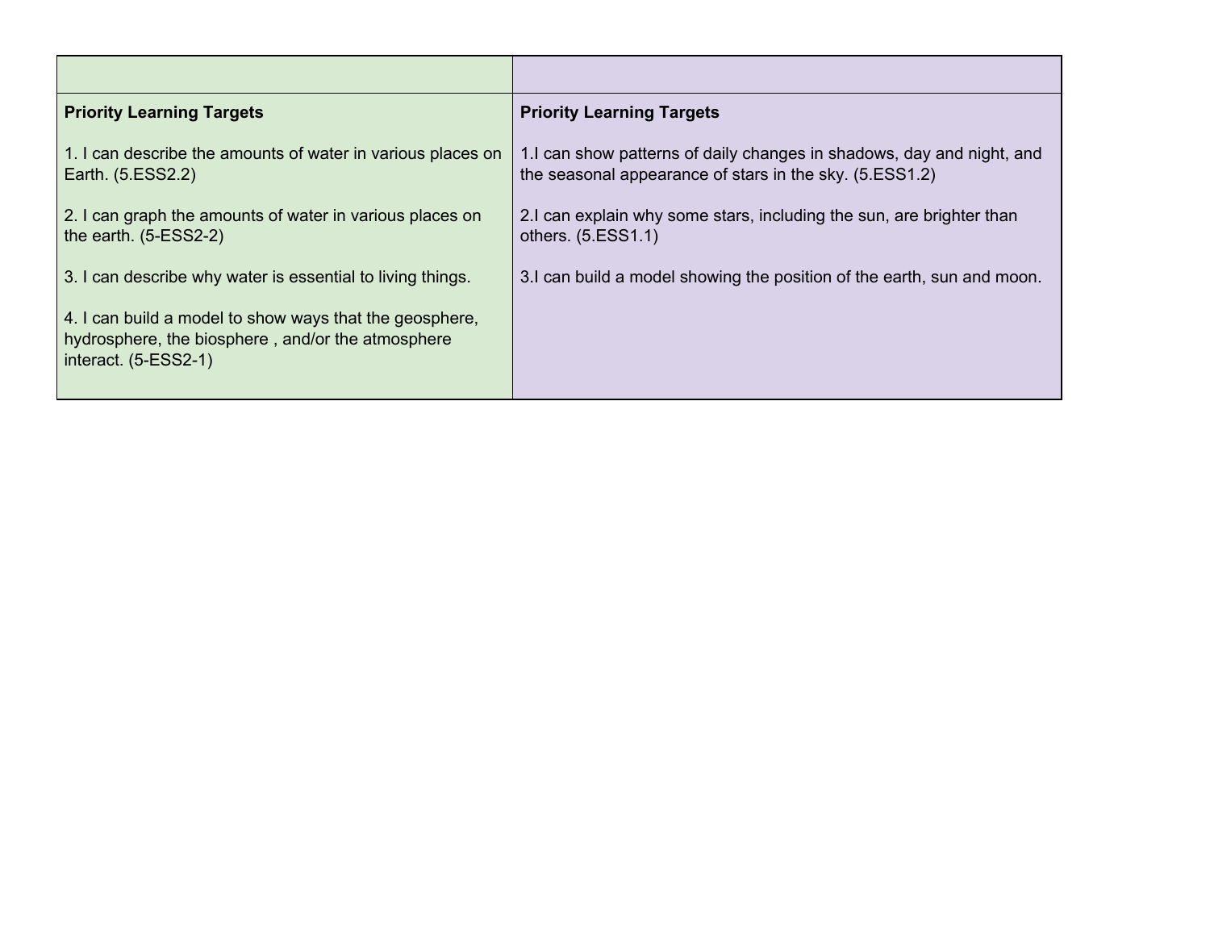| | |
|---|---|
| **Priority Learning Targets**<br><br>1. I can describe the amounts of water in various places on Earth. (5.ESS2.2)<br><br>2. I can graph the amounts of water in various places on the earth. (5-ESS2-2)<br><br>3. I can describe why water is essential to living things.<br><br>4. I can build a model to show ways that the geosphere, hydrosphere, the biosphere , and/or the atmosphere interact. (5-ESS2-1) | **Priority Learning Targets**<br><br>1.I can show patterns of daily changes in shadows, day and night, and the seasonal appearance of stars in the sky. (5.ESS1.2)<br><br>2.I can explain why some stars, including the sun, are brighter than others. (5.ESS1.1)<br><br>3.I can build a model showing the position of the earth, sun and moon. |